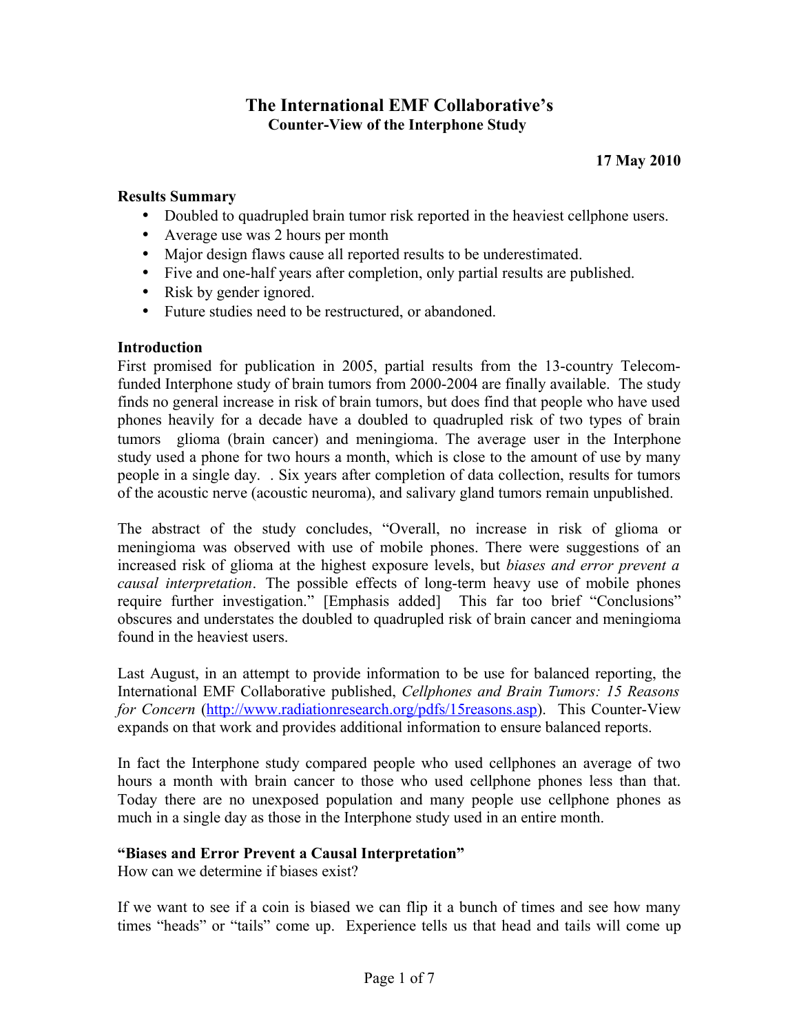# The International EMF Collaborative's

## Counter-View of the Interphone Study

**17 May 2010**

**Results Summary**

- Doubled to quadrupled brain tumor risk reported in the heaviest cellphone users.
- Average use was 2 hours per month
- Major design flaws cause all reported results to be underestimated.
- Five and one-half years after completion, only partial results are published.
- Risk by gender ignored.
- Future studies need to be restructured, or abandoned.

**Introduction**

First promised for publication in 2005, partial results from the 13-country Telecom-funded Interphone study of brain tumors from 2000-2004 are finally available. The study finds no general increase in risk of brain tumors, but does find that people who have used phones heavily for a decade have a doubled to quadrupled risk of two types of brain tumors glioma (brain cancer) and meningioma. The average user in the Interphone study used a phone for two hours a month, which is close to the amount of use by many people in a single day. . Six years after completion of data collection, results for tumors of the acoustic nerve (acoustic neuroma), and salivary gland tumors remain unpublished.

The abstract of the study concludes, "Overall, no increase in risk of glioma or meningioma was observed with use of mobile phones. There were suggestions of an increased risk of glioma at the highest exposure levels, but *biases and error prevent a causal interpretation*. The possible effects of long-term heavy use of mobile phones require further investigation." [Emphasis added] This far too brief "Conclusions" obscures and understates the doubled to quadrupled risk of brain cancer and meningioma found in the heaviest users.

Last August, in an attempt to provide information to be use for balanced reporting, the International EMF Collaborative published, *Cellphones and Brain Tumors: 15 Reasons for Concern* (http://www.radiationresearch.org/pdfs/15reasons.asp). This Counter-View expands on that work and provides additional information to ensure balanced reports.

In fact the Interphone study compared people who used cellphones an average of two hours a month with brain cancer to those who used cellphone phones less than that. Today there are no unexposed population and many people use cellphone phones as much in a single day as those in the Interphone study used in an entire month.

**"Biases and Error Prevent a Causal Interpretation"**

How can we determine if biases exist?

If we want to see if a coin is biased we can flip it a bunch of times and see how many times "heads" or "tails" come up. Experience tells us that head and tails will come up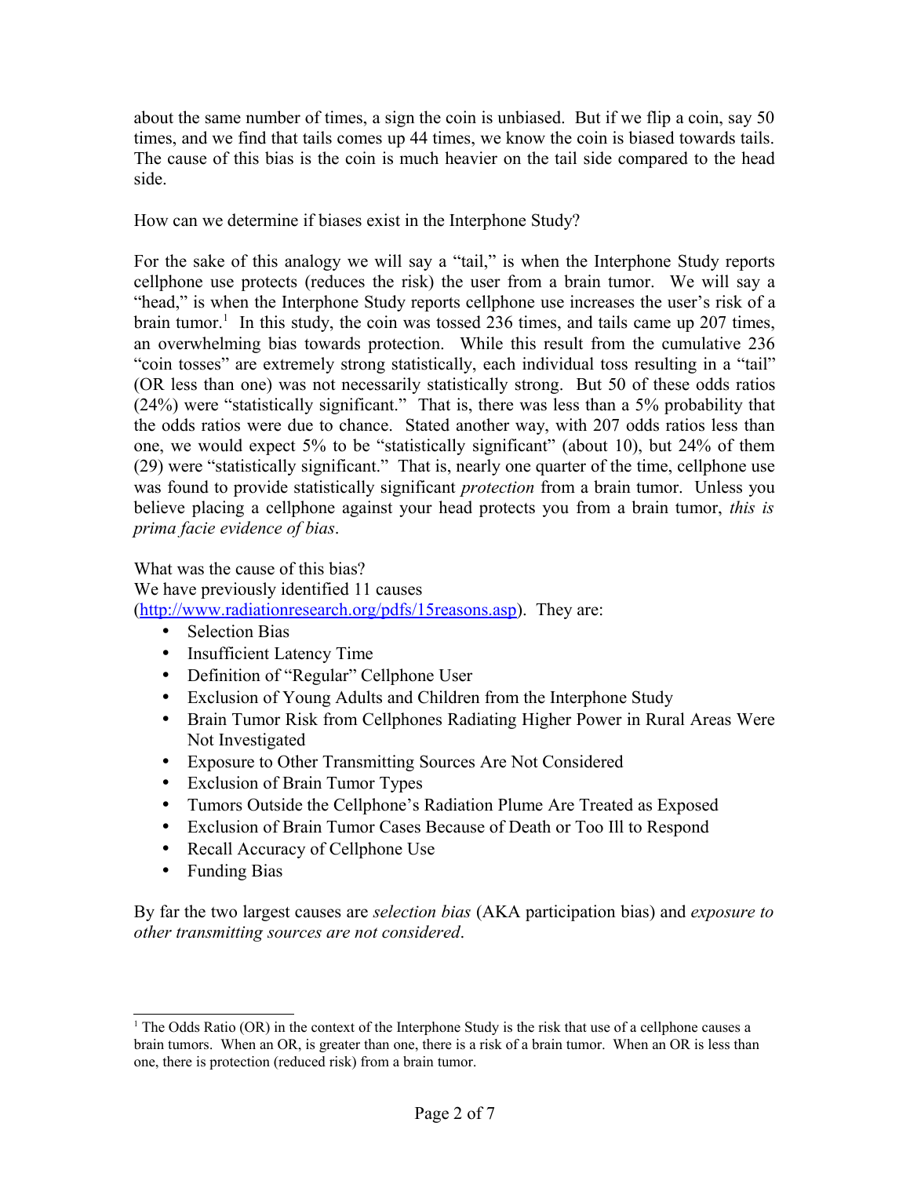about the same number of times, a sign the coin is unbiased. But if we flip a coin, say 50 times, and we find that tails comes up 44 times, we know the coin is biased towards tails. The cause of this bias is the coin is much heavier on the tail side compared to the head side.

How can we determine if biases exist in the Interphone Study?

For the sake of this analogy we will say a "tail," is when the Interphone Study reports cellphone use protects (reduces the risk) the user from a brain tumor. We will say a "head," is when the Interphone Study reports cellphone use increases the user's risk of a brain tumor.[1] In this study, the coin was tossed 236 times, and tails came up 207 times, an overwhelming bias towards protection. While this result from the cumulative 236 "coin tosses" are extremely strong statistically, each individual toss resulting in a "tail" (OR less than one) was not necessarily statistically strong. But 50 of these odds ratios (24%) were "statistically significant." That is, there was less than a 5% probability that the odds ratios were due to chance. Stated another way, with 207 odds ratios less than one, we would expect 5% to be "statistically significant" (about 10), but 24% of them (29) were "statistically significant." That is, nearly one quarter of the time, cellphone use was found to provide statistically significant *protection* from a brain tumor. Unless you believe placing a cellphone against your head protects you from a brain tumor, *this is prima facie evidence of bias*.

What was the cause of this bias?
We have previously identified 11 causes (http://www.radiationresearch.org/pdfs/15reasons.asp). They are:

- Selection Bias
- Insufficient Latency Time
- Definition of "Regular" Cellphone User
- Exclusion of Young Adults and Children from the Interphone Study
- Brain Tumor Risk from Cellphones Radiating Higher Power in Rural Areas Were Not Investigated
- Exposure to Other Transmitting Sources Are Not Considered
- Exclusion of Brain Tumor Types
- Tumors Outside the Cellphone's Radiation Plume Are Treated as Exposed
- Exclusion of Brain Tumor Cases Because of Death or Too Ill to Respond
- Recall Accuracy of Cellphone Use
- Funding Bias

By far the two largest causes are *selection bias* (AKA participation bias) and *exposure to other transmitting sources are not considered*.

[1] The Odds Ratio (OR) in the context of the Interphone Study is the risk that use of a cellphone causes a brain tumors. When an OR, is greater than one, there is a risk of a brain tumor. When an OR is less than one, there is protection (reduced risk) from a brain tumor.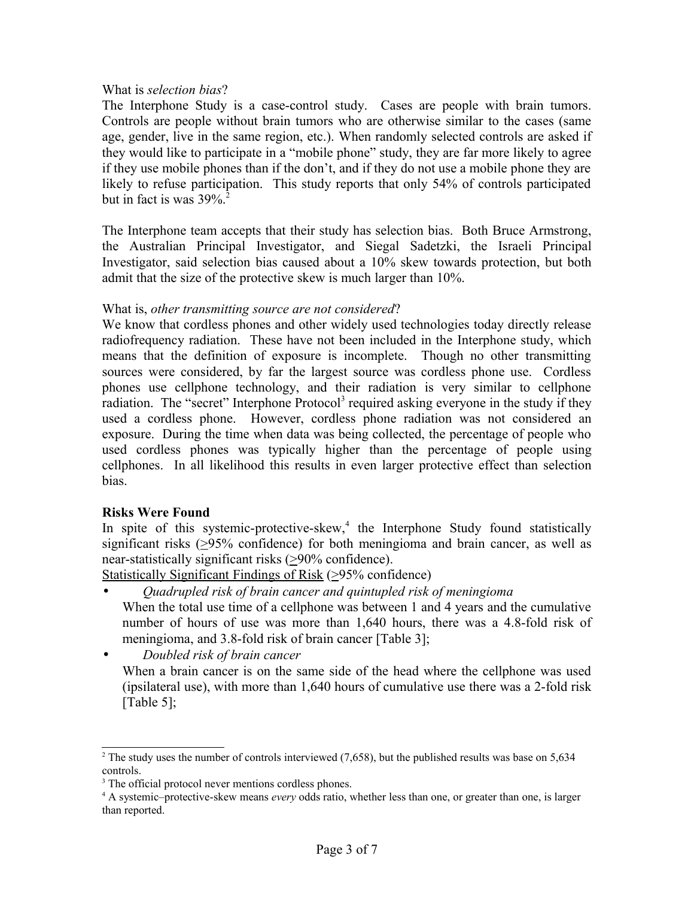What is *selection bias*?

The Interphone Study is a case-control study. Cases are people with brain tumors. Controls are people without brain tumors who are otherwise similar to the cases (same age, gender, live in the same region, etc.). When randomly selected controls are asked if they would like to participate in a "mobile phone" study, they are far more likely to agree if they use mobile phones than if the don't, and if they do not use a mobile phone they are likely to refuse participation. This study reports that only 54% of controls participated but in fact is was 39%.[2]

The Interphone team accepts that their study has selection bias. Both Bruce Armstrong, the Australian Principal Investigator, and Siegal Sadetzki, the Israeli Principal Investigator, said selection bias caused about a 10% skew towards protection, but both admit that the size of the protective skew is much larger than 10%.

What is, *other transmitting source are not considered*?

We know that cordless phones and other widely used technologies today directly release radiofrequency radiation. These have not been included in the Interphone study, which means that the definition of exposure is incomplete. Though no other transmitting sources were considered, by far the largest source was cordless phone use. Cordless phones use cellphone technology, and their radiation is very similar to cellphone radiation. The "secret" Interphone Protocol[3] required asking everyone in the study if they used a cordless phone. However, cordless phone radiation was not considered an exposure. During the time when data was being collected, the percentage of people who used cordless phones was typically higher than the percentage of people using cellphones. In all likelihood this results in even larger protective effect than selection bias.

**Risks Were Found**

In spite of this systemic-protective-skew,[4] the Interphone Study found statistically significant risks ($\geq$95% confidence) for both meningioma and brain cancer, as well as near-statistically significant risks ($\geq$90% confidence).

<u>Statistically Significant Findings of Risk</u> ($\geq$95% confidence)

- *Quadrupled risk of brain cancer and quintupled risk of meningioma*
  When the total use time of a cellphone was between 1 and 4 years and the cumulative number of hours of use was more than 1,640 hours, there was a 4.8-fold risk of meningioma, and 3.8-fold risk of brain cancer [Table 3];
- *Doubled risk of brain cancer*
  When a brain cancer is on the same side of the head where the cellphone was used (ipsilateral use), with more than 1,640 hours of cumulative use there was a 2-fold risk [Table 5];

---

[2] The study uses the number of controls interviewed (7,658), but the published results was base on 5,634 controls.

[3] The official protocol never mentions cordless phones.

[4] A systemic–protective-skew means *every* odds ratio, whether less than one, or greater than one, is larger than reported.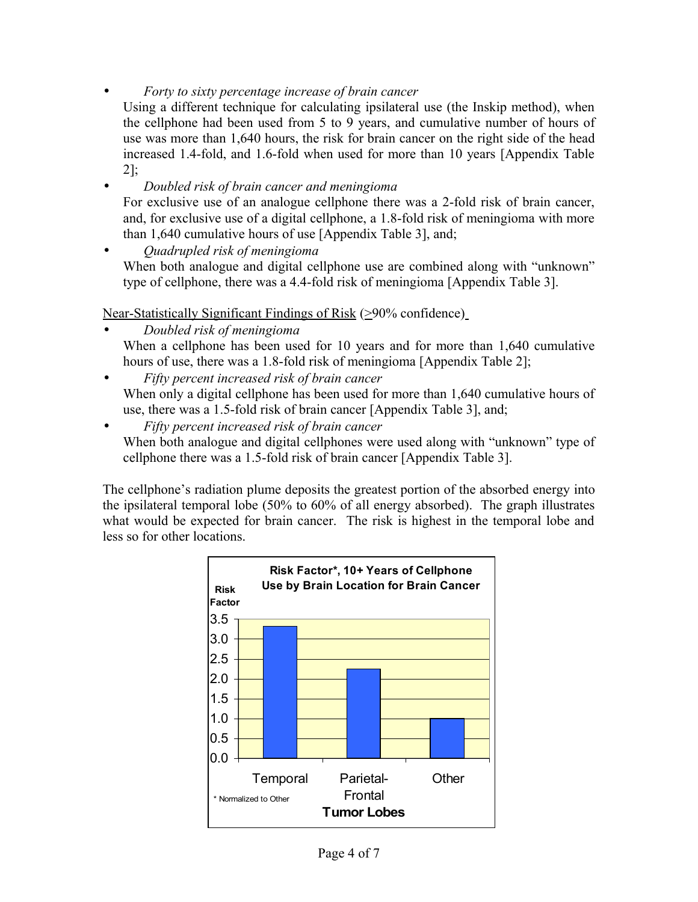- *Forty to sixty percentage increase of brain cancer*
  Using a different technique for calculating ipsilateral use (the Inskip method), when the cellphone had been used from 5 to 9 years, and cumulative number of hours of use was more than 1,640 hours, the risk for brain cancer on the right side of the head increased 1.4-fold, and 1.6-fold when used for more than 10 years [Appendix Table 2];
- *Doubled risk of brain cancer and meningioma*
  For exclusive use of an analogue cellphone there was a 2-fold risk of brain cancer, and, for exclusive use of a digital cellphone, a 1.8-fold risk of meningioma with more than 1,640 cumulative hours of use [Appendix Table 3], and;
- *Quadrupled risk of meningioma*
  When both analogue and digital cellphone use are combined along with "unknown" type of cellphone, there was a 4.4-fold risk of meningioma [Appendix Table 3].

<u>Near-Statistically Significant Findings of Risk</u> (>90% confidence)

- *Doubled risk of meningioma*
  When a cellphone has been used for 10 years and for more than 1,640 cumulative hours of use, there was a 1.8-fold risk of meningioma [Appendix Table 2];
- *Fifty percent increased risk of brain cancer*
  When only a digital cellphone has been used for more than 1,640 cumulative hours of use, there was a 1.5-fold risk of brain cancer [Appendix Table 3], and;
- *Fifty percent increased risk of brain cancer*
  When both analogue and digital cellphones were used along with "unknown" type of cellphone there was a 1.5-fold risk of brain cancer [Appendix Table 3].

The cellphone's radiation plume deposits the greatest portion of the absorbed energy into the ipsilateral temporal lobe (50% to 60% of all energy absorbed). The graph illustrates what would be expected for brain cancer. The risk is highest in the temporal lobe and less so for other locations.

**Risk Factor\*, 10+ Years of Cellphone Use by Brain Location for Brain Cancer**

| Tumor Lobes | Risk Factor |
|---|---|
| Temporal | ~3.3 |
| Parietal-Frontal | ~2.25 |
| Other | 1.0 |

\* Normalized to Other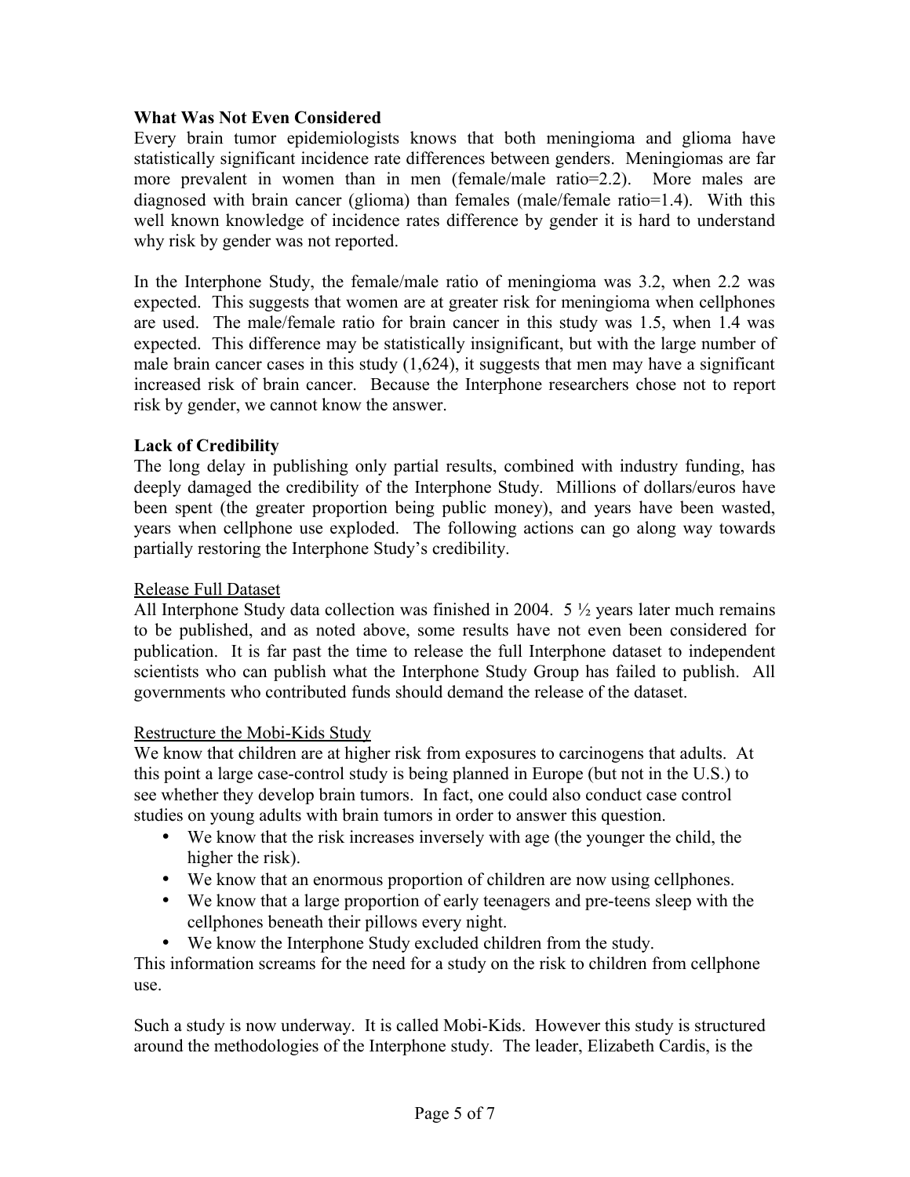**What Was Not Even Considered**

Every brain tumor epidemiologists knows that both meningioma and glioma have statistically significant incidence rate differences between genders. Meningiomas are far more prevalent in women than in men (female/male ratio=2.2). More males are diagnosed with brain cancer (glioma) than females (male/female ratio=1.4). With this well known knowledge of incidence rates difference by gender it is hard to understand why risk by gender was not reported.

In the Interphone Study, the female/male ratio of meningioma was 3.2, when 2.2 was expected. This suggests that women are at greater risk for meningioma when cellphones are used. The male/female ratio for brain cancer in this study was 1.5, when 1.4 was expected. This difference may be statistically insignificant, but with the large number of male brain cancer cases in this study (1,624), it suggests that men may have a significant increased risk of brain cancer. Because the Interphone researchers chose not to report risk by gender, we cannot know the answer.

**Lack of Credibility**

The long delay in publishing only partial results, combined with industry funding, has deeply damaged the credibility of the Interphone Study. Millions of dollars/euros have been spent (the greater proportion being public money), and years have been wasted, years when cellphone use exploded. The following actions can go along way towards partially restoring the Interphone Study's credibility.

<u>Release Full Dataset</u>

All Interphone Study data collection was finished in 2004. 5 ½ years later much remains to be published, and as noted above, some results have not even been considered for publication. It is far past the time to release the full Interphone dataset to independent scientists who can publish what the Interphone Study Group has failed to publish. All governments who contributed funds should demand the release of the dataset.

<u>Restructure the Mobi-Kids Study</u>

We know that children are at higher risk from exposures to carcinogens that adults. At this point a large case-control study is being planned in Europe (but not in the U.S.) to see whether they develop brain tumors. In fact, one could also conduct case control studies on young adults with brain tumors in order to answer this question.

- We know that the risk increases inversely with age (the younger the child, the higher the risk).
- We know that an enormous proportion of children are now using cellphones.
- We know that a large proportion of early teenagers and pre-teens sleep with the cellphones beneath their pillows every night.
- We know the Interphone Study excluded children from the study.

This information screams for the need for a study on the risk to children from cellphone use.

Such a study is now underway. It is called Mobi-Kids. However this study is structured around the methodologies of the Interphone study. The leader, Elizabeth Cardis, is the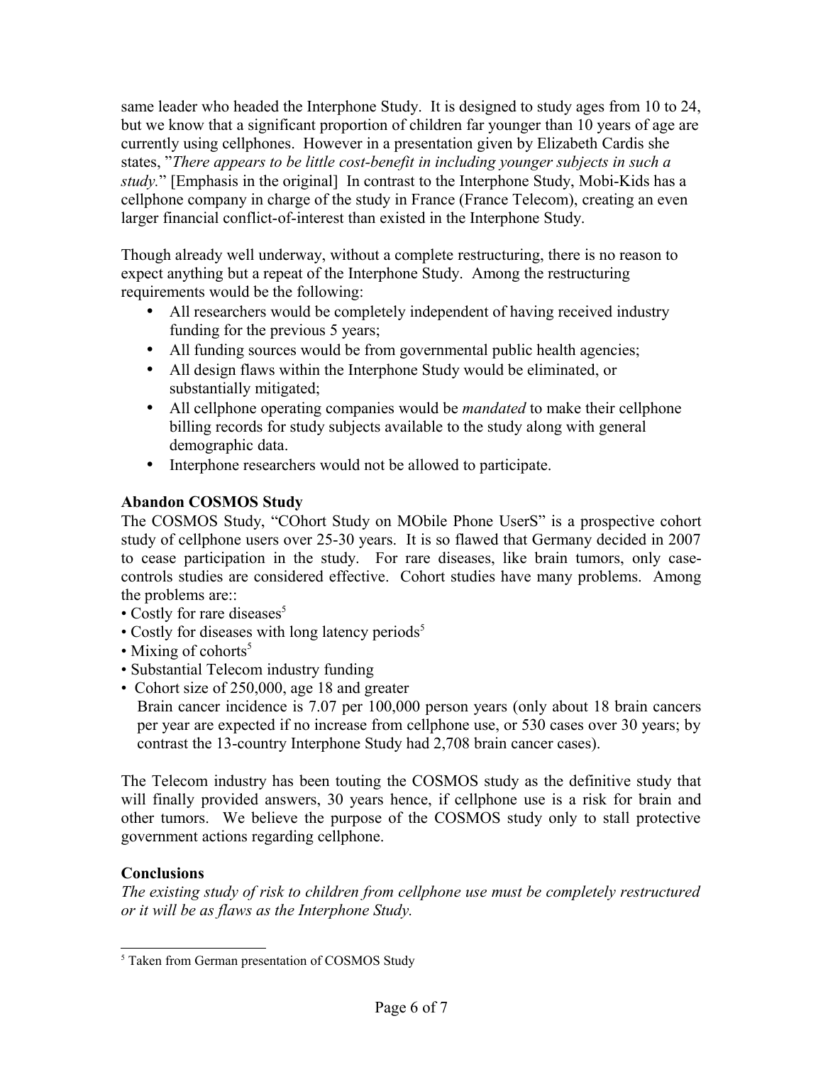same leader who headed the Interphone Study. It is designed to study ages from 10 to 24, but we know that a significant proportion of children far younger than 10 years of age are currently using cellphones. However in a presentation given by Elizabeth Cardis she states, "*There appears to be little cost-benefit in including younger subjects in such a study.*" [Emphasis in the original] In contrast to the Interphone Study, Mobi-Kids has a cellphone company in charge of the study in France (France Telecom), creating an even larger financial conflict-of-interest than existed in the Interphone Study.

Though already well underway, without a complete restructuring, there is no reason to expect anything but a repeat of the Interphone Study. Among the restructuring requirements would be the following:

- All researchers would be completely independent of having received industry funding for the previous 5 years;
- All funding sources would be from governmental public health agencies;
- All design flaws within the Interphone Study would be eliminated, or substantially mitigated;
- All cellphone operating companies would be *mandated* to make their cellphone billing records for study subjects available to the study along with general demographic data.
- Interphone researchers would not be allowed to participate.

**Abandon COSMOS Study**

The COSMOS Study, "COhort Study on MObile Phone UserS" is a prospective cohort study of cellphone users over 25-30 years. It is so flawed that Germany decided in 2007 to cease participation in the study. For rare diseases, like brain tumors, only case-controls studies are considered effective. Cohort studies have many problems. Among the problems are::

- Costly for rare diseases[5]
- Costly for diseases with long latency periods[5]
- Mixing of cohorts[5]
- Substantial Telecom industry funding
- Cohort size of 250,000, age 18 and greater
  Brain cancer incidence is 7.07 per 100,000 person years (only about 18 brain cancers per year are expected if no increase from cellphone use, or 530 cases over 30 years; by contrast the 13-country Interphone Study had 2,708 brain cancer cases).

The Telecom industry has been touting the COSMOS study as the definitive study that will finally provided answers, 30 years hence, if cellphone use is a risk for brain and other tumors. We believe the purpose of the COSMOS study only to stall protective government actions regarding cellphone.

**Conclusions**

*The existing study of risk to children from cellphone use must be completely restructured or it will be as flaws as the Interphone Study.*

---

[5] Taken from German presentation of COSMOS Study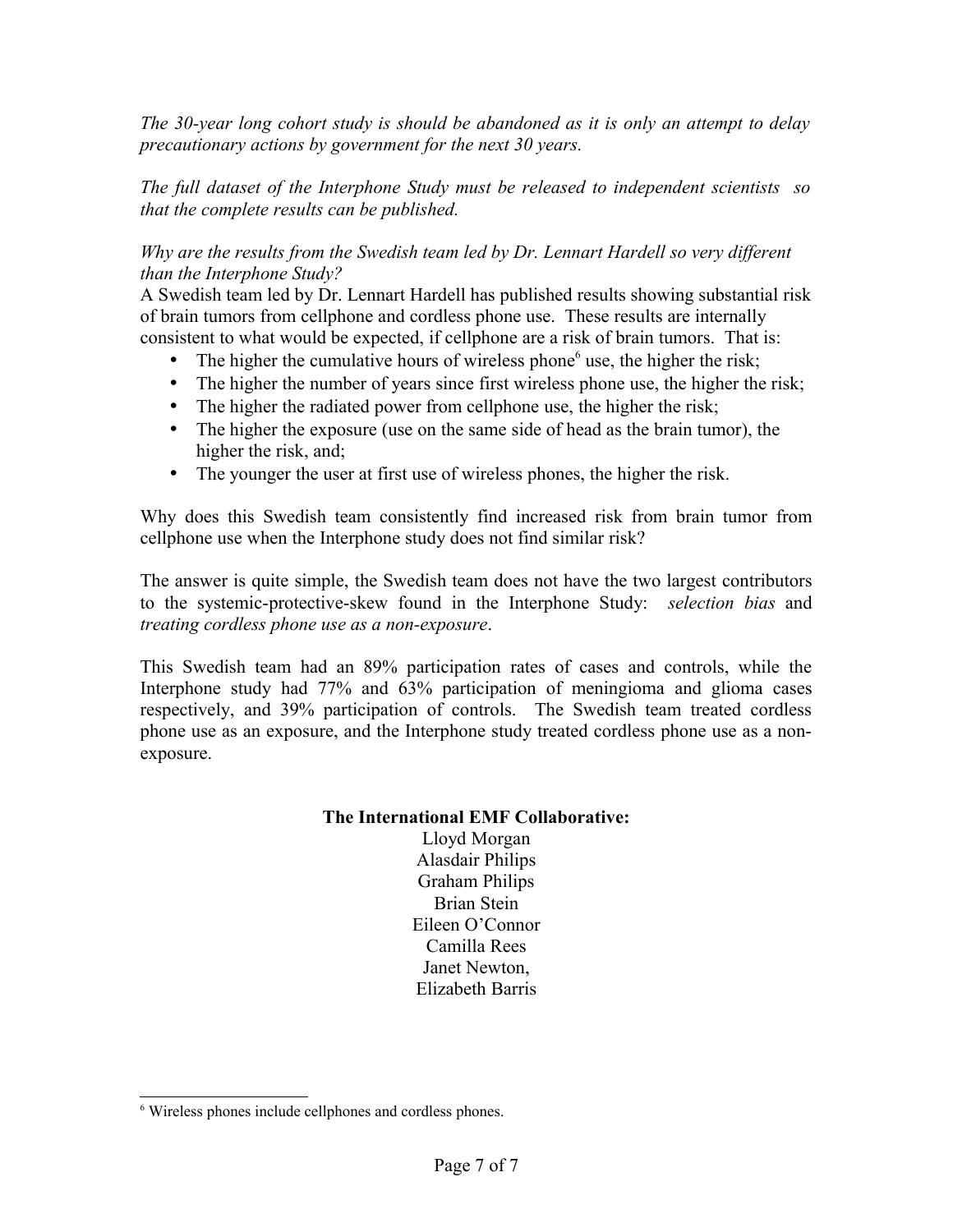*The 30-year long cohort study is should be abandoned as it is only an attempt to delay precautionary actions by government for the next 30 years.*

*The full dataset of the Interphone Study must be released to independent scientists so that the complete results can be published.*

*Why are the results from the Swedish team led by Dr. Lennart Hardell so very different than the Interphone Study?*

A Swedish team led by Dr. Lennart Hardell has published results showing substantial risk of brain tumors from cellphone and cordless phone use. These results are internally consistent to what would be expected, if cellphone are a risk of brain tumors. That is:

- The higher the cumulative hours of wireless phone[6] use, the higher the risk;
- The higher the number of years since first wireless phone use, the higher the risk;
- The higher the radiated power from cellphone use, the higher the risk;
- The higher the exposure (use on the same side of head as the brain tumor), the higher the risk, and;
- The younger the user at first use of wireless phones, the higher the risk.

Why does this Swedish team consistently find increased risk from brain tumor from cellphone use when the Interphone study does not find similar risk?

The answer is quite simple, the Swedish team does not have the two largest contributors to the systemic-protective-skew found in the Interphone Study: *selection bias* and *treating cordless phone use as a non-exposure*.

This Swedish team had an 89% participation rates of cases and controls, while the Interphone study had 77% and 63% participation of meningioma and glioma cases respectively, and 39% participation of controls. The Swedish team treated cordless phone use as an exposure, and the Interphone study treated cordless phone use as a non-exposure.

**The International EMF Collaborative:**

Lloyd Morgan
Alasdair Philips
Graham Philips
Brian Stein
Eileen O'Connor
Camilla Rees
Janet Newton,
Elizabeth Barris

---

[6] Wireless phones include cellphones and cordless phones.